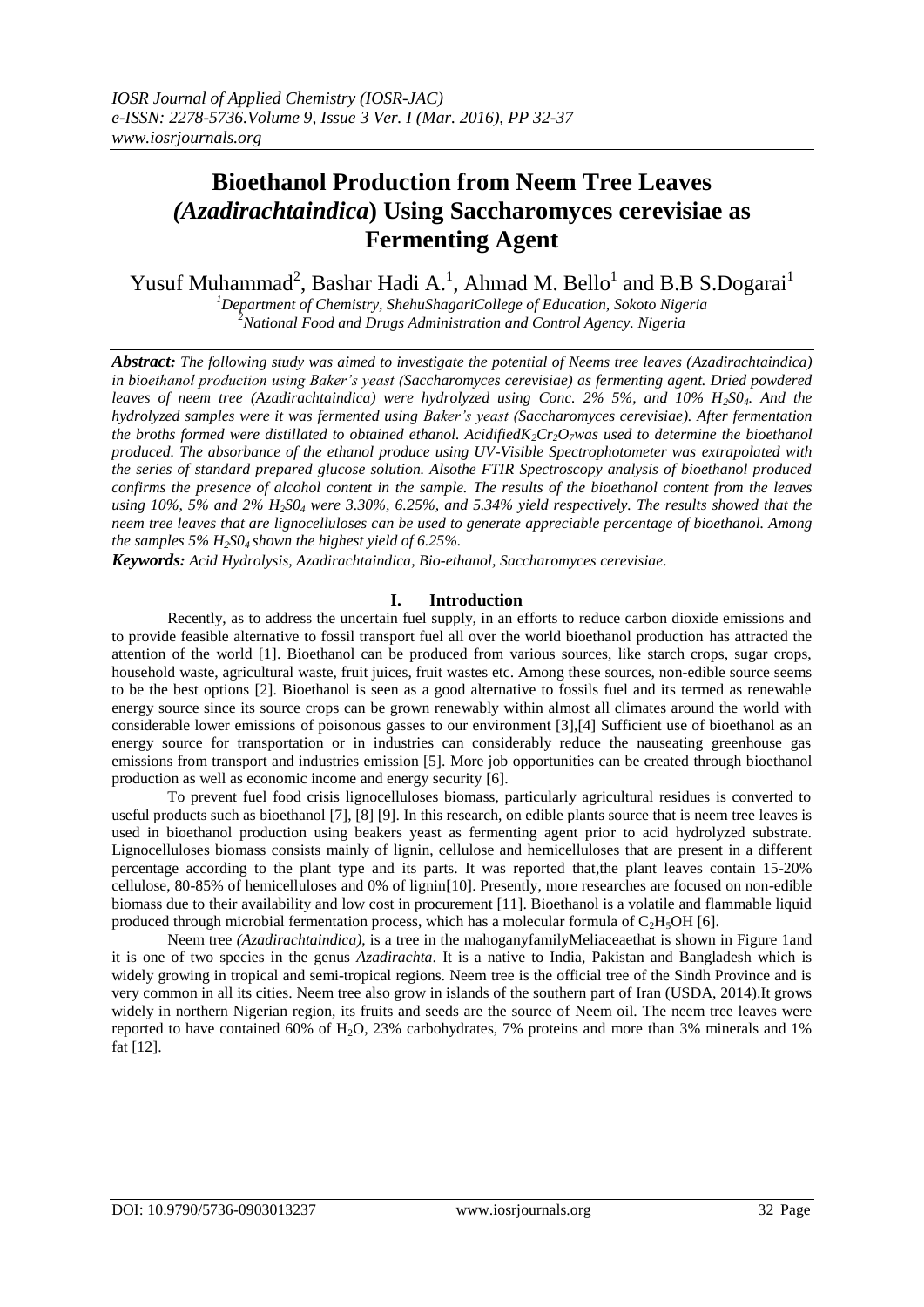# Bioethanol Production from Neem Tree Leaves *(Azadirachtaindica)* Using Saccharomyces cerevisiae as Fermenting Agent

Yusuf Muhammad[2], Bashar Hadi A.[1], Ahmad M. Bello[1] and B.B S.Dogarai[1]

[1]Department of Chemistry, ShehuShagariCollege of Education, Sokoto Nigeria
[2]National Food and Drugs Administration and Control Agency. Nigeria

***Abstract:*** *The following study was aimed to investigate the potential of Neems tree leaves (Azadirachtaindica) in bioethanol production using Baker's yeast (Saccharomyces cerevisiae) as fermenting agent. Dried powdered leaves of neem tree (Azadirachtaindica) were hydrolyzed using Conc. 2% 5%, and 10% $H_2S0_4$. And the hydrolyzed samples were it was fermented using Baker's yeast (Saccharomyces cerevisiae). After fermentation the broths formed were distillated to obtained ethanol. Acidified$K_2Cr_2O_7$was used to determine the bioethanol produced. The absorbance of the ethanol produce using UV-Visible Spectrophotometer was extrapolated with the series of standard prepared glucose solution. Alsothe FTIR Spectroscopy analysis of bioethanol produced confirms the presence of alcohol content in the sample. The results of the bioethanol content from the leaves using 10%, 5% and 2% $H_2S0_4$ were 3.30%, 6.25%, and 5.34% yield respectively. The results showed that the neem tree leaves that are lignocelluloses can be used to generate appreciable percentage of bioethanol. Among the samples 5% $H_2S0_4$ shown the highest yield of 6.25%.*

***Keywords:*** *Acid Hydrolysis, Azadirachtaindica, Bio-ethanol, Saccharomyces cerevisiae.*

## I. Introduction

Recently, as to address the uncertain fuel supply, in an efforts to reduce carbon dioxide emissions and to provide feasible alternative to fossil transport fuel all over the world bioethanol production has attracted the attention of the world [1]. Bioethanol can be produced from various sources, like starch crops, sugar crops, household waste, agricultural waste, fruit juices, fruit wastes etc. Among these sources, non-edible source seems to be the best options [2]. Bioethanol is seen as a good alternative to fossils fuel and its termed as renewable energy source since its source crops can be grown renewably within almost all climates around the world with considerable lower emissions of poisonous gasses to our environment [3],[4] Sufficient use of bioethanol as an energy source for transportation or in industries can considerably reduce the nauseating greenhouse gas emissions from transport and industries emission [5]. More job opportunities can be created through bioethanol production as well as economic income and energy security [6].

To prevent fuel food crisis lignocelluloses biomass, particularly agricultural residues is converted to useful products such as bioethanol [7], [8] [9]. In this research, on edible plants source that is neem tree leaves is used in bioethanol production using beakers yeast as fermenting agent prior to acid hydrolyzed substrate. Lignocelluloses biomass consists mainly of lignin, cellulose and hemicelluloses that are present in a different percentage according to the plant type and its parts. It was reported that,the plant leaves contain 15-20% cellulose, 80-85% of hemicelluloses and 0% of lignin[10]. Presently, more researches are focused on non-edible biomass due to their availability and low cost in procurement [11]. Bioethanol is a volatile and flammable liquid produced through microbial fermentation process, which has a molecular formula of $C_2H_5OH$ [6].

Neem tree *(Azadirachtaindica)*, is a tree in the mahoganyfamilyMeliaceaethat is shown in Figure 1and it is one of two species in the genus *Azadirachta*. It is a native to India, Pakistan and Bangladesh which is widely growing in tropical and semi-tropical regions. Neem tree is the official tree of the Sindh Province and is very common in all its cities. Neem tree also grow in islands of the southern part of Iran (USDA, 2014).It grows widely in northern Nigerian region, its fruits and seeds are the source of Neem oil. The neem tree leaves were reported to have contained 60% of $H_2O$, 23% carbohydrates, 7% proteins and more than 3% minerals and 1% fat [12].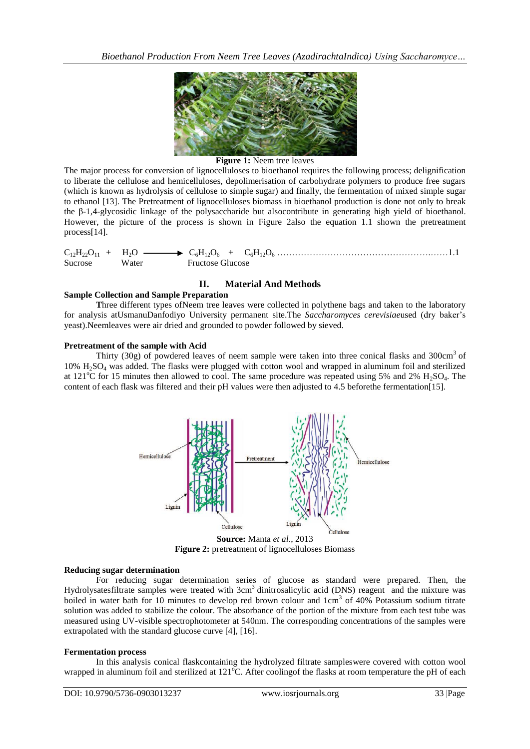**Figure 1:** Neem tree leaves

The major process for conversion of lignocelluloses to bioethanol requires the following process; delignification to liberate the cellulose and hemicelluloses, depolimerisation of carbohydrate polymers to produce free sugars (which is known as hydrolysis of cellulose to simple sugar) and finally, the fermentation of mixed simple sugar to ethanol [13]. The Pretreatment of lignocelluloses biomass in bioethanol production is done not only to break the β-1,4-glycosidic linkage of the polysaccharide but alsocontribute in generating high yield of bioethanol. However, the picture of the process is shown in Figure 2also the equation 1.1 shown the pretreatment process[14].

$$\underset{\text{Sucrose}}{C_{12}H_{22}O_{11}} + \underset{\text{Water}}{H_2O} \longrightarrow \underset{\text{Fructose}}{C_6H_{12}O_6} + \underset{\text{Glucose}}{C_6H_{12}O_6} \qquad (1.1)$$

## II. Material And Methods

### Sample Collection and Sample Preparation

Three different types ofNeem tree leaves were collected in polythene bags and taken to the laboratory for analysis atUsmanuDanfodiyo University permanent site.The *Saccharomyces cerevisiae*used (dry baker's yeast).Neemleaves were air dried and grounded to powder followed by sieved.

### Pretreatment of the sample with Acid

Thirty (30g) of powdered leaves of neem sample were taken into three conical flasks and 300cm$^3$ of 10% $H_2SO_4$ was added. The flasks were plugged with cotton wool and wrapped in aluminum foil and sterilized at 121$^o$C for 15 minutes then allowed to cool. The same procedure was repeated using 5% and 2% $H_2SO_4$. The content of each flask was filtered and their pH values were then adjusted to 4.5 beforethe fermentation[15].

**Source:** Manta *et al*., 2013

**Figure 2:** pretreatment of lignocelluloses Biomass

### Reducing sugar determination

For reducing sugar determination series of glucose as standard were prepared. Then, the Hydrolysatesfiltrate samples were treated with 3cm$^3$ dinitrosalicylic acid (DNS) reagent and the mixture was boiled in water bath for 10 minutes to develop red brown colour and 1cm$^3$ of 40% Potassium sodium titrate solution was added to stabilize the colour. The absorbance of the portion of the mixture from each test tube was measured using UV-visible spectrophotometer at 540nm. The corresponding concentrations of the samples were extrapolated with the standard glucose curve [4], [16].

### Fermentation process

In this analysis conical flaskcontaining the hydrolyzed filtrate sampleswere covered with cotton wool wrapped in aluminum foil and sterilized at 121$^o$C. After coolingof the flasks at room temperature the pH of each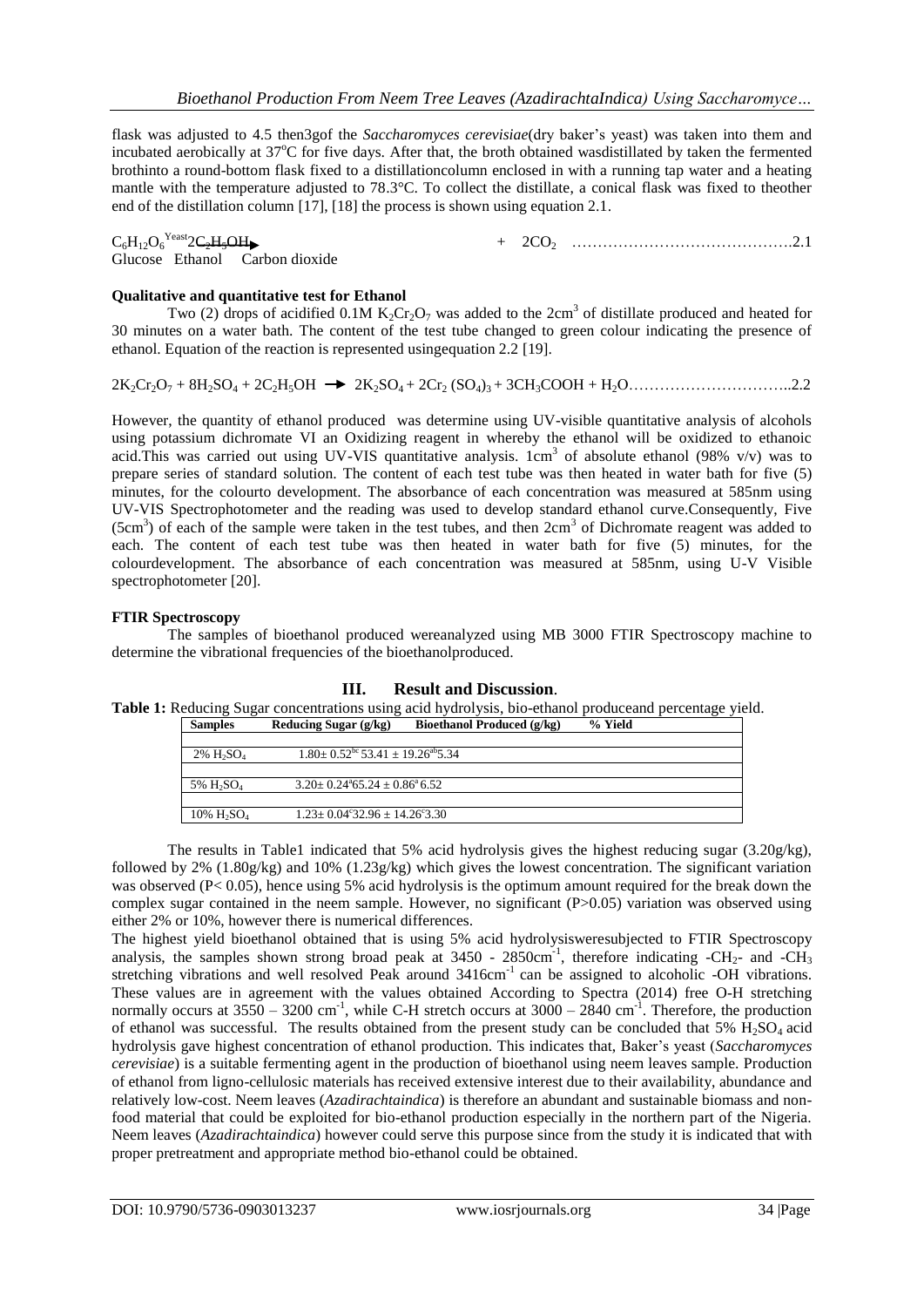flask was adjusted to 4.5 then3gof the *Saccharomyces cerevisiae*(dry baker's yeast) was taken into them and incubated aerobically at 37°C for five days. After that, the broth obtained wasdistillated by taken the fermented brothinto a round-bottom flask fixed to a distillationcolumn enclosed in with a running tap water and a heating mantle with the temperature adjusted to 78.3°C. To collect the distillate, a conical flask was fixed to theother end of the distillation column [17], [18] the process is shown using equation 2.1.

$$C_6H_{12}O_6 \xrightarrow{Yeast} 2C_2H_5OH + 2CO_2 \quad \ldots\ldots 2.1$$

Glucose Ethanol Carbon dioxide

**Qualitative and quantitative test for Ethanol**

Two (2) drops of acidified 0.1M $K_2Cr_2O_7$ was added to the 2cm$^3$ of distillate produced and heated for 30 minutes on a water bath. The content of the test tube changed to green colour indicating the presence of ethanol. Equation of the reaction is represented usingequation 2.2 [19].

$$2K_2Cr_2O_7 + 8H_2SO_4 + 2C_2H_5OH \rightarrow 2K_2SO_4 + 2Cr_2(SO_4)_3 + 3CH_3COOH + H_2O \ldots\ldots 2.2$$

However, the quantity of ethanol produced was determine using UV-visible quantitative analysis of alcohols using potassium dichromate VI an Oxidizing reagent in whereby the ethanol will be oxidized to ethanoic acid.This was carried out using UV-VIS quantitative analysis. 1cm$^3$ of absolute ethanol (98% v/v) was to prepare series of standard solution. The content of each test tube was then heated in water bath for five (5) minutes, for the colourto development. The absorbance of each concentration was measured at 585nm using UV-VIS Spectrophotometer and the reading was used to develop standard ethanol curve.Consequently, Five (5cm$^3$) of each of the sample were taken in the test tubes, and then 2cm$^3$ of Dichromate reagent was added to each. The content of each test tube was then heated in water bath for five (5) minutes, for the colourdevelopment. The absorbance of each concentration was measured at 585nm, using U-V Visible spectrophotometer [20].

**FTIR Spectroscopy**

The samples of bioethanol produced wereanalyzed using MB 3000 FTIR Spectroscopy machine to determine the vibrational frequencies of the bioethanolproduced.

## III. Result and Discussion.

**Table 1:** Reducing Sugar concentrations using acid hydrolysis, bio-ethanol produceand percentage yield.

| Samples | Reducing Sugar (g/kg) | Bioethanol Produced (g/kg) | % Yield |
|---|---|---|---|
| 2% $H_2SO_4$ | $1.80 \pm 0.52^{bc}$ | $53.41 \pm 19.26^{ab}$ | 5.34 |
| 5% $H_2SO_4$ | $3.20 \pm 0.24^{a}$ | $65.24 \pm 0.86^{a}$ | 6.52 |
| 10% $H_2SO_4$ | $1.23 \pm 0.04^{c}$ | $32.96 \pm 14.26^{c}$ | 3.30 |

The results in Table1 indicated that 5% acid hydrolysis gives the highest reducing sugar (3.20g/kg), followed by 2% (1.80g/kg) and 10% (1.23g/kg) which gives the lowest concentration. The significant variation was observed ($P < 0.05$), hence using 5% acid hydrolysis is the optimum amount required for the break down the complex sugar contained in the neem sample. However, no significant ($P > 0.05$) variation was observed using either 2% or 10%, however there is numerical differences.

The highest yield bioethanol obtained that is using 5% acid hydrolysisweresubjected to FTIR Spectroscopy analysis, the samples shown strong broad peak at 3450 - 2850cm$^{-1}$, therefore indicating $-CH_2-$ and $-CH_3$ stretching vibrations and well resolved Peak around 3416cm$^{-1}$ can be assigned to alcoholic -OH vibrations. These values are in agreement with the values obtained According to Spectra (2014) free O-H stretching normally occurs at 3550 – 3200 cm$^{-1}$, while C-H stretch occurs at 3000 – 2840 cm$^{-1}$. Therefore, the production of ethanol was successful. The results obtained from the present study can be concluded that 5% $H_2SO_4$ acid hydrolysis gave highest concentration of ethanol production. This indicates that, Baker's yeast (*Saccharomyces cerevisiae*) is a suitable fermenting agent in the production of bioethanol using neem leaves sample. Production of ethanol from ligno-cellulosic materials has received extensive interest due to their availability, abundance and relatively low-cost. Neem leaves (*Azadirachtaindica*) is therefore an abundant and sustainable biomass and non-food material that could be exploited for bio-ethanol production especially in the northern part of the Nigeria. Neem leaves (*Azadirachtaindica*) however could serve this purpose since from the study it is indicated that with proper pretreatment and appropriate method bio-ethanol could be obtained.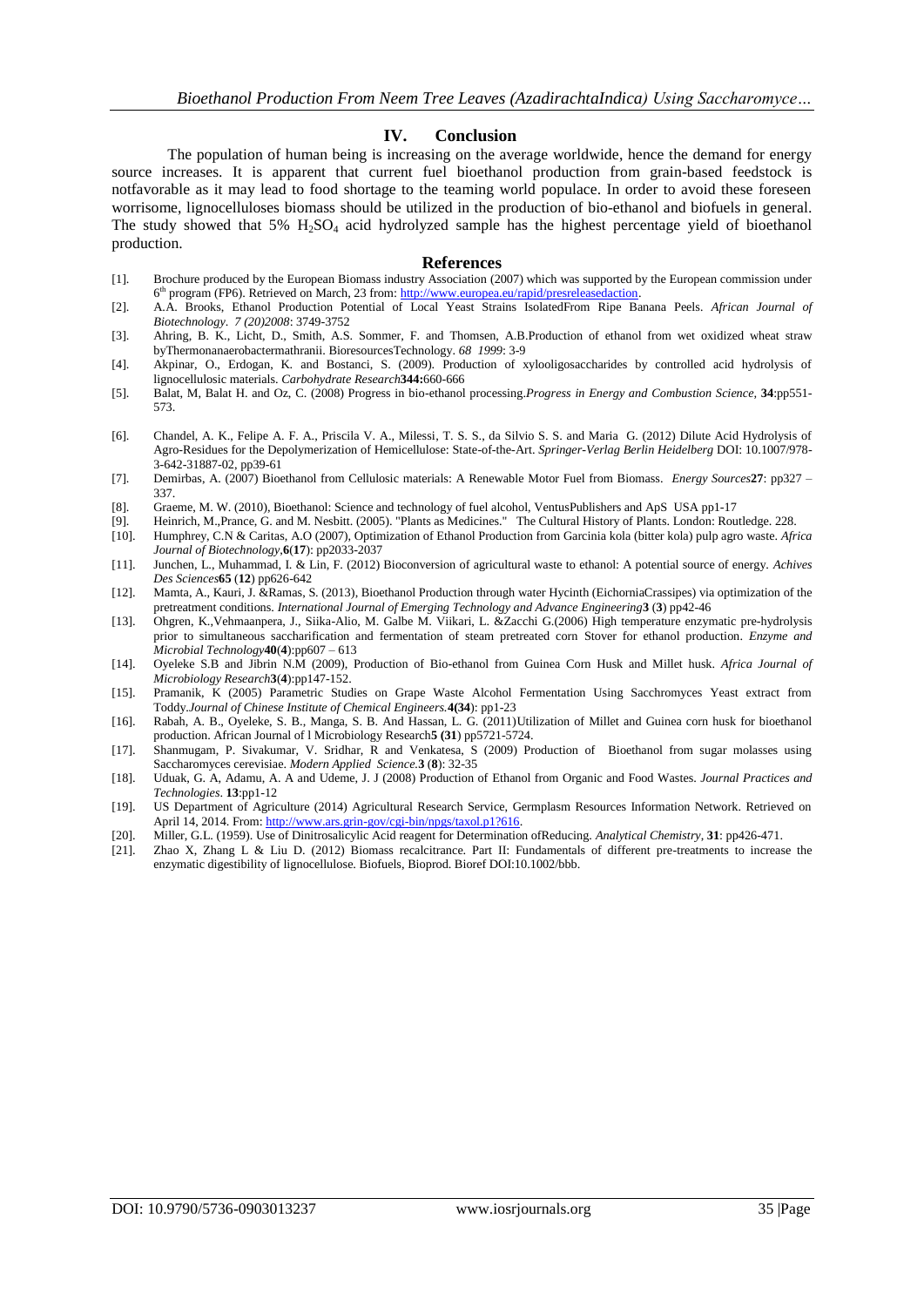## IV. Conclusion

The population of human being is increasing on the average worldwide, hence the demand for energy source increases. It is apparent that current fuel bioethanol production from grain-based feedstock is notfavorable as it may lead to food shortage to the teaming world populace. In order to avoid these foreseen worrisome, lignocelluloses biomass should be utilized in the production of bio-ethanol and biofuels in general. The study showed that 5% $H_2SO_4$ acid hydrolyzed sample has the highest percentage yield of bioethanol production.

## References

[1]. Brochure produced by the European Biomass industry Association (2007) which was supported by the European commission under 6th program (FP6). Retrieved on March, 23 from: http://www.europea.eu/rapid/presreleasedaction.

[2]. A.A. Brooks, Ethanol Production Potential of Local Yeast Strains IsolatedFrom Ripe Banana Peels. *African Journal of Biotechnology*. *7 (20)2008*: 3749-3752

[3]. Ahring, B. K., Licht, D., Smith, A.S. Sommer, F. and Thomsen, A.B.Production of ethanol from wet oxidized wheat straw byThermonanaerobactermathranii. BioresourcesTechnology. *68 1999*: 3-9

[4]. Akpinar, O., Erdogan, K. and Bostanci, S. (2009). Production of xylooligosaccharides by controlled acid hydrolysis of lignocellulosic materials. *Carbohydrate Research***344:**660-666

[5]. Balat, M, Balat H. and Oz, C. (2008) Progress in bio-ethanol processing.*Progress in Energy and Combustion Science,* **34**:pp551-573.

[6]. Chandel, A. K., Felipe A. F. A., Priscila V. A., Milessi, T. S. S., da Silvio S. S. and Maria G. (2012) Dilute Acid Hydrolysis of Agro-Residues for the Depolymerization of Hemicellulose: State-of-the-Art. *Springer-Verlag Berlin Heidelberg* DOI: 10.1007/978-3-642-31887-02, pp39-61

[7]. Demirbas, A. (2007) Bioethanol from Cellulosic materials: A Renewable Motor Fuel from Biomass. *Energy Sources***27**: pp327 – 337.

[8]. Graeme, M. W. (2010), Bioethanol: Science and technology of fuel alcohol, VentusPublishers and ApS USA pp1-17

[9]. Heinrich, M.,Prance, G. and M. Nesbitt. (2005). "Plants as Medicines." The Cultural History of Plants. London: Routledge. 228.

[10]. Humphrey, C.N & Caritas, A.O (2007), Optimization of Ethanol Production from Garcinia kola (bitter kola) pulp agro waste. *Africa Journal of Biotechnology*,**6**(**17**): pp2033-2037

[11]. Junchen, L., Muhammad, I. & Lin, F. (2012) Bioconversion of agricultural waste to ethanol: A potential source of energy. *Achives Des Sciences***65** (**12**) pp626-642

[12]. Mamta, A., Kauri, J. &Ramas, S. (2013), Bioethanol Production through water Hycinth (EichorniaCrassipes) via optimization of the pretreatment conditions. *International Journal of Emerging Technology and Advance Engineering***3** (**3**) pp42-46

[13]. Ohgren, K.,Vehmaanpera, J., Siika-Alio, M. Galbe M. Viikari, L. &Zacchi G.(2006) High temperature enzymatic pre-hydrolysis prior to simultaneous saccharification and fermentation of steam pretreated corn Stover for ethanol production. *Enzyme and Microbial Technology***40**(**4**):pp607 – 613

[14]. Oyeleke S.B and Jibrin N.M (2009), Production of Bio-ethanol from Guinea Corn Husk and Millet husk. *Africa Journal of Microbiology Research***3**(**4**):pp147-152.

[15]. Pramanik, K (2005) Parametric Studies on Grape Waste Alcohol Fermentation Using Sacchromyces Yeast extract from Toddy.*Journal of Chinese Institute of Chemical Engineers.***4(34**): pp1-23

[16]. Rabah, A. B., Oyeleke, S. B., Manga, S. B. And Hassan, L. G. (2011)Utilization of Millet and Guinea corn husk for bioethanol production. African Journal of l Microbiology Research**5 (31**) pp5721-5724.

[17]. Shanmugam, P. Sivakumar, V. Sridhar, R and Venkatesa, S (2009) Production of Bioethanol from sugar molasses using Saccharomyces cerevisiae. *Modern Applied Science.***3** (**8**): 32-35

[18]. Uduak, G. A, Adamu, A. A and Udeme, J. J (2008) Production of Ethanol from Organic and Food Wastes. *Journal Practices and Technologies*. **13**:pp1-12

[19]. US Department of Agriculture (2014) Agricultural Research Service, Germplasm Resources Information Network. Retrieved on April 14, 2014. From: http://www.ars.grin-gov/cgi-bin/npgs/taxol.p1?616.

[20]. Miller, G.L. (1959). Use of Dinitrosalicylic Acid reagent for Determination ofReducing. *Analytical Chemistry*, **31**: pp426-471.

[21]. Zhao X, Zhang L & Liu D. (2012) Biomass recalcitrance. Part II: Fundamentals of different pre-treatments to increase the enzymatic digestibility of lignocellulose. Biofuels, Bioprod. Bioref DOI:10.1002/bbb.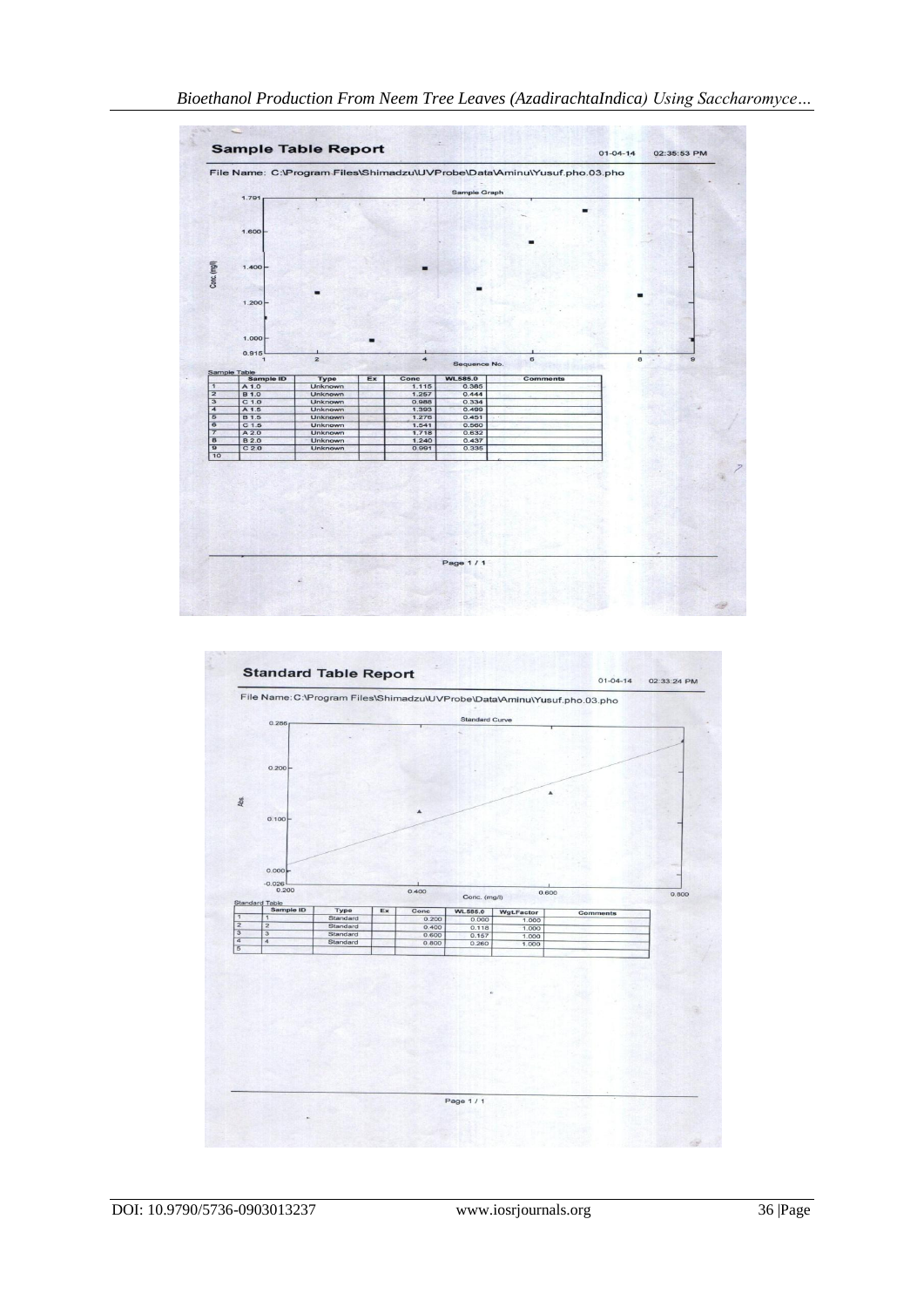**Sample Table Report**

01-04-14 02:35:53 PM

File Name: C:\Program Files\Shimadzu\UVProbe\Data\Aminu\Yusuf.pho.03.pho

Sample Graph

Sample Table

|  | Sample ID | Type | Ex | Conc | WL585.0 | Comments |
|---|---|---|---|---|---|---|
| 1 | A 1.0 | Unknown |  | 1.115 | 0.385 |  |
| 2 | B 1.0 | Unknown |  | 1.257 | 0.444 |  |
| 3 | C 1.0 | Unknown |  | 0.988 | 0.334 |  |
| 4 | A 1.5 | Unknown |  | 1.393 | 0.499 |  |
| 5 | B 1.5 | Unknown |  | 1.276 | 0.451 |  |
| 6 | C 1.5 | Unknown |  | 1.541 | 0.560 |  |
| 7 | A 2.0 | Unknown |  | 1.718 | 0.632 |  |
| 8 | B 2.0 | Unknown |  | 1.240 | 0.437 |  |
| 9 | C 2.0 | Unknown |  | 0.991 | 0.335 |  |
| 10 |  |  |  |  |  |  |

Page 1 / 1

**Standard Table Report**

01-04-14 02:33:24 PM

File Name: C:\Program Files\Shimadzu\UVProbe\Data\Aminu\Yusuf.pho.03.pho

Standard Curve

Standard Table

|  | Sample ID | Type | Ex | Conc | WL585.0 | WgtFactor | Comments |
|---|---|---|---|---|---|---|---|
| 1 | 1 | Standard |  | 0.200 | 0.000 | 1.000 |  |
| 2 | 2 | Standard |  | 0.400 | 0.118 | 1.000 |  |
| 3 | 3 | Standard |  | 0.600 | 0.157 | 1.000 |  |
| 4 | 4 | Standard |  | 0.800 | 0.260 | 1.000 |  |
| 5 |  |  |  |  |  |  |  |

Page 1 / 1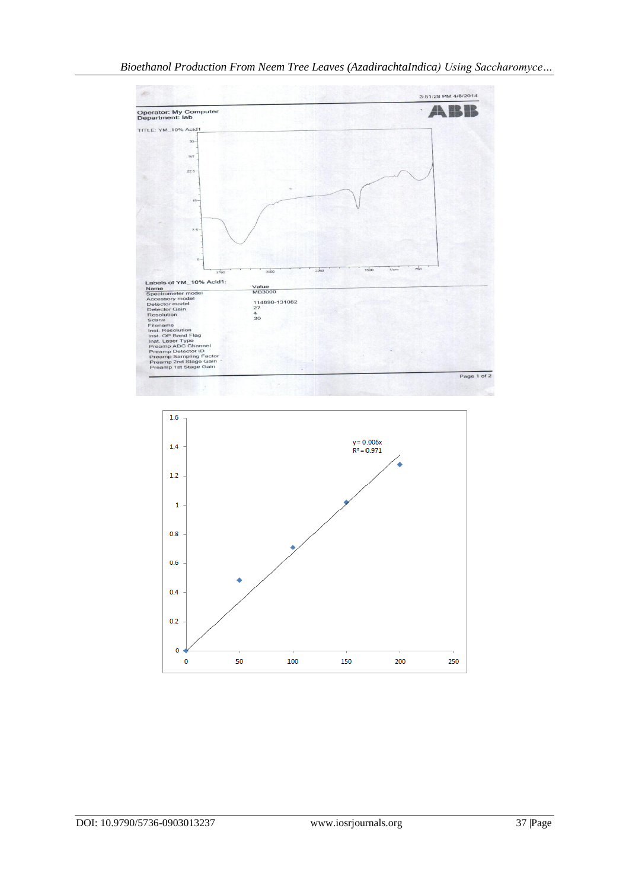3:51:28 PM 4/8/2014

ABB

Operator: My Computer
Department: lab

TITLE: YM_10% Acid1

30
%T
22.5
15
7.5
0

3750
3000
2250
1500
1/cm
750

Labels of YM_10% Acid1:

| Name | Value |
|---|---|
| Spectrometer model | MB3000 |
| Accessory model | |
| Detector model | 114690-131082 |
| Detector Gain | 27 |
| Resolution | 4 |
| Scans | 30 |
| Filename | |
| Inst. Resolution | |
| Inst. OP Band Flag | |
| Inst. Laser Type | |
| Preamp ADC Channel | |
| Preamp Detector ID | |
| Preamp Sampling Factor | |
| Preamp 2nd Stage Gain | |
| Preamp 1st Stage Gain | |

Page 1 of 2

y = 0.006x
$R^2 = 0.971$

1.6
1.4
1.2
1
0.8
0.6
0.4
0.2
0

0
50
100
150
200
250